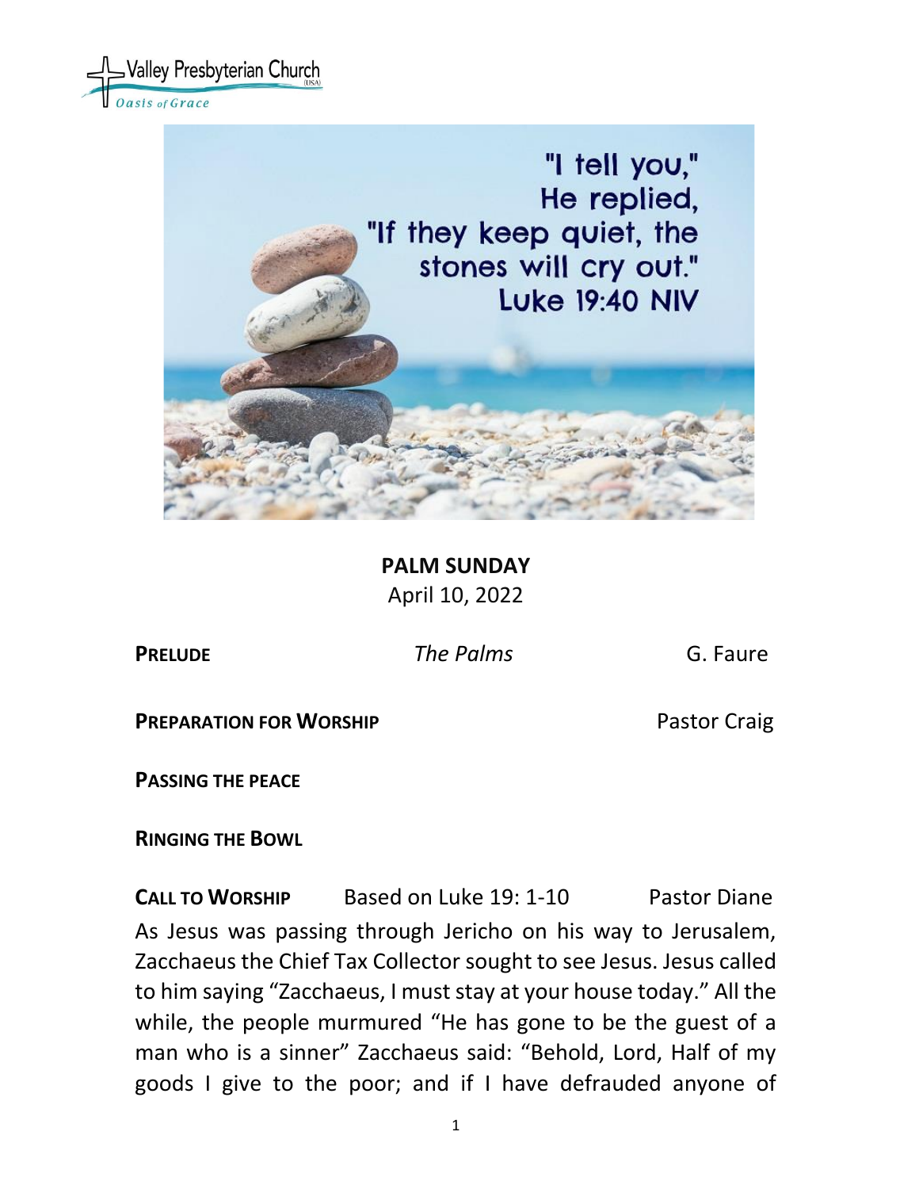Valley Presbyterian Church (USA)
*Oasis of Grace*

"I tell you," He replied, "If they keep quiet, the stones will cry out." Luke 19:40 NIV

# PALM SUNDAY

April 10, 2022

**PRELUDE** *The Palms* G. Faure

**PREPARATION FOR WORSHIP** Pastor Craig

**PASSING THE PEACE**

**RINGING THE BOWL**

**CALL TO WORSHIP** Based on Luke 19: 1-10 Pastor Diane

As Jesus was passing through Jericho on his way to Jerusalem, Zacchaeus the Chief Tax Collector sought to see Jesus. Jesus called to him saying "Zacchaeus, I must stay at your house today." All the while, the people murmured "He has gone to be the guest of a man who is a sinner" Zacchaeus said: "Behold, Lord, Half of my goods I give to the poor; and if I have defrauded anyone of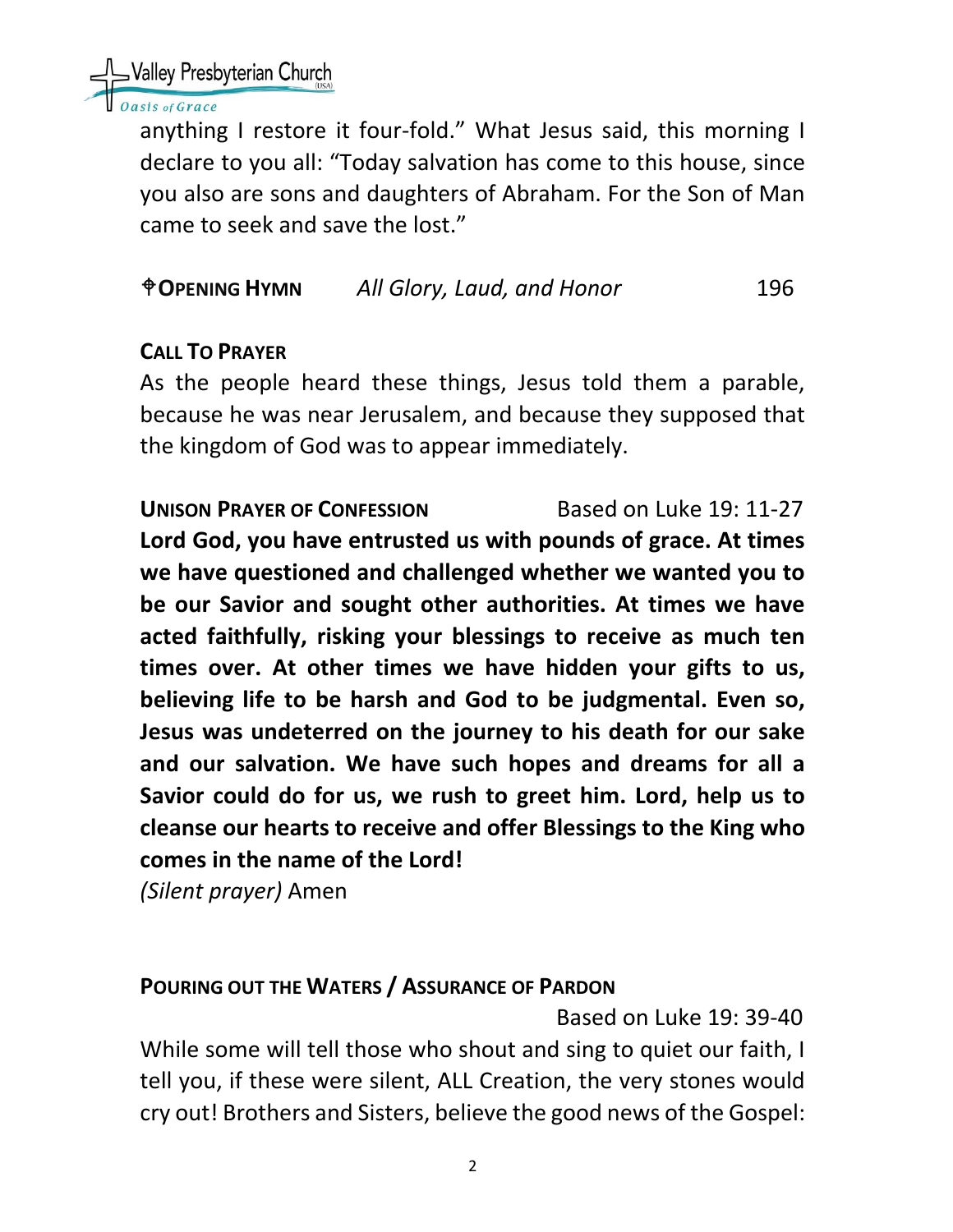anything I restore it four-fold." What Jesus said, this morning I declare to you all: "Today salvation has come to this house, since you also are sons and daughters of Abraham. For the Son of Man came to seek and save the lost."

**✟OPENING HYMN** *All Glory, Laud, and Honor* 196

**CALL TO PRAYER**

As the people heard these things, Jesus told them a parable, because he was near Jerusalem, and because they supposed that the kingdom of God was to appear immediately.

**UNISON PRAYER OF CONFESSION** Based on Luke 19: 11-27

**Lord God, you have entrusted us with pounds of grace. At times we have questioned and challenged whether we wanted you to be our Savior and sought other authorities. At times we have acted faithfully, risking your blessings to receive as much ten times over. At other times we have hidden your gifts to us, believing life to be harsh and God to be judgmental. Even so, Jesus was undeterred on the journey to his death for our sake and our salvation. We have such hopes and dreams for all a Savior could do for us, we rush to greet him. Lord, help us to cleanse our hearts to receive and offer Blessings to the King who comes in the name of the Lord!**

*(Silent prayer)* Amen

**POURING OUT THE WATERS / ASSURANCE OF PARDON**

Based on Luke 19: 39-40

While some will tell those who shout and sing to quiet our faith, I tell you, if these were silent, ALL Creation, the very stones would cry out! Brothers and Sisters, believe the good news of the Gospel: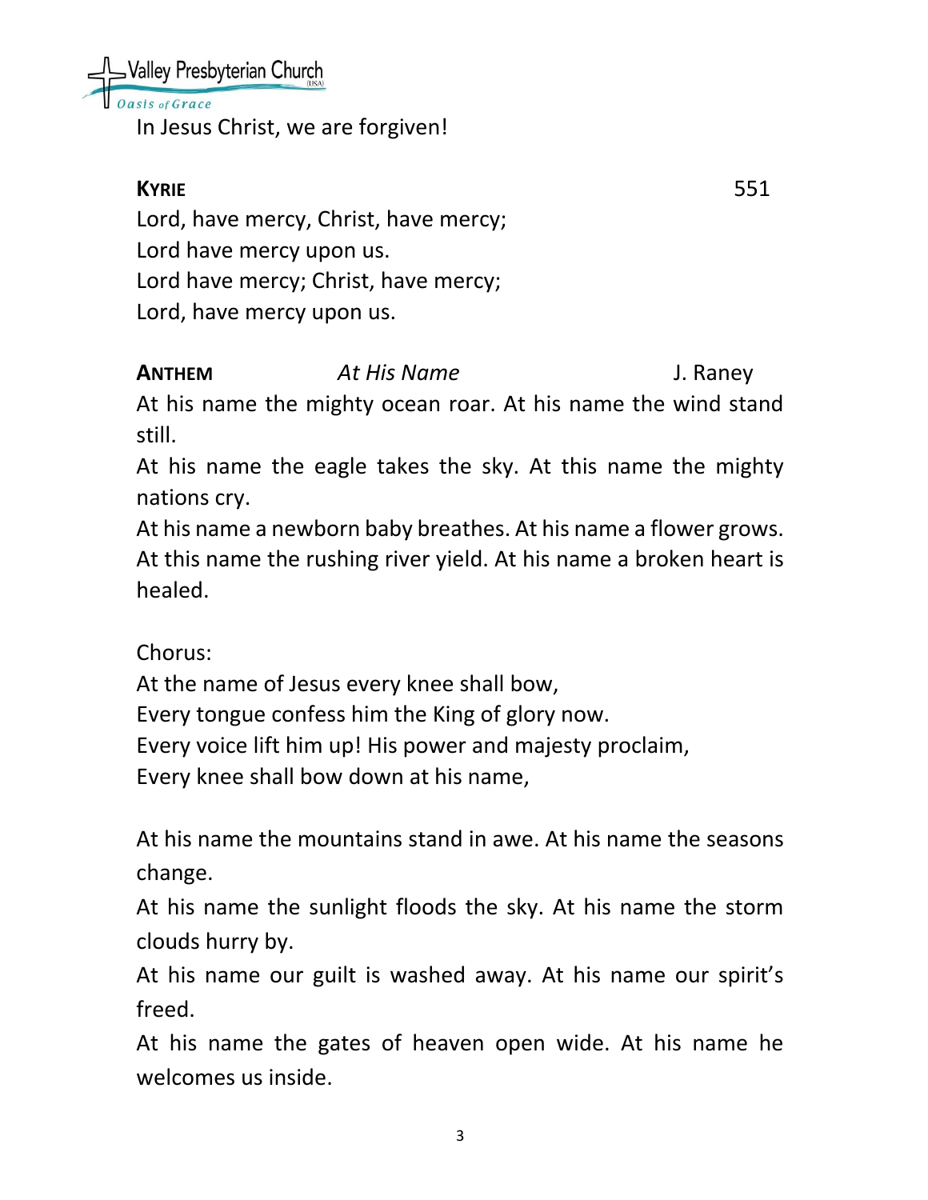In Jesus Christ, we are forgiven!

**KYRIE** 551

Lord, have mercy, Christ, have mercy;
Lord have mercy upon us.
Lord have mercy; Christ, have mercy;
Lord, have mercy upon us.

**ANTHEM** *At His Name* J. Raney

At his name the mighty ocean roar. At his name the wind stand still.
At his name the eagle takes the sky. At this name the mighty nations cry.
At his name a newborn baby breathes. At his name a flower grows.
At this name the rushing river yield. At his name a broken heart is healed.

Chorus:
At the name of Jesus every knee shall bow,
Every tongue confess him the King of glory now.
Every voice lift him up! His power and majesty proclaim,
Every knee shall bow down at his name,

At his name the mountains stand in awe. At his name the seasons change.
At his name the sunlight floods the sky. At his name the storm clouds hurry by.
At his name our guilt is washed away. At his name our spirit's freed.
At his name the gates of heaven open wide. At his name he welcomes us inside.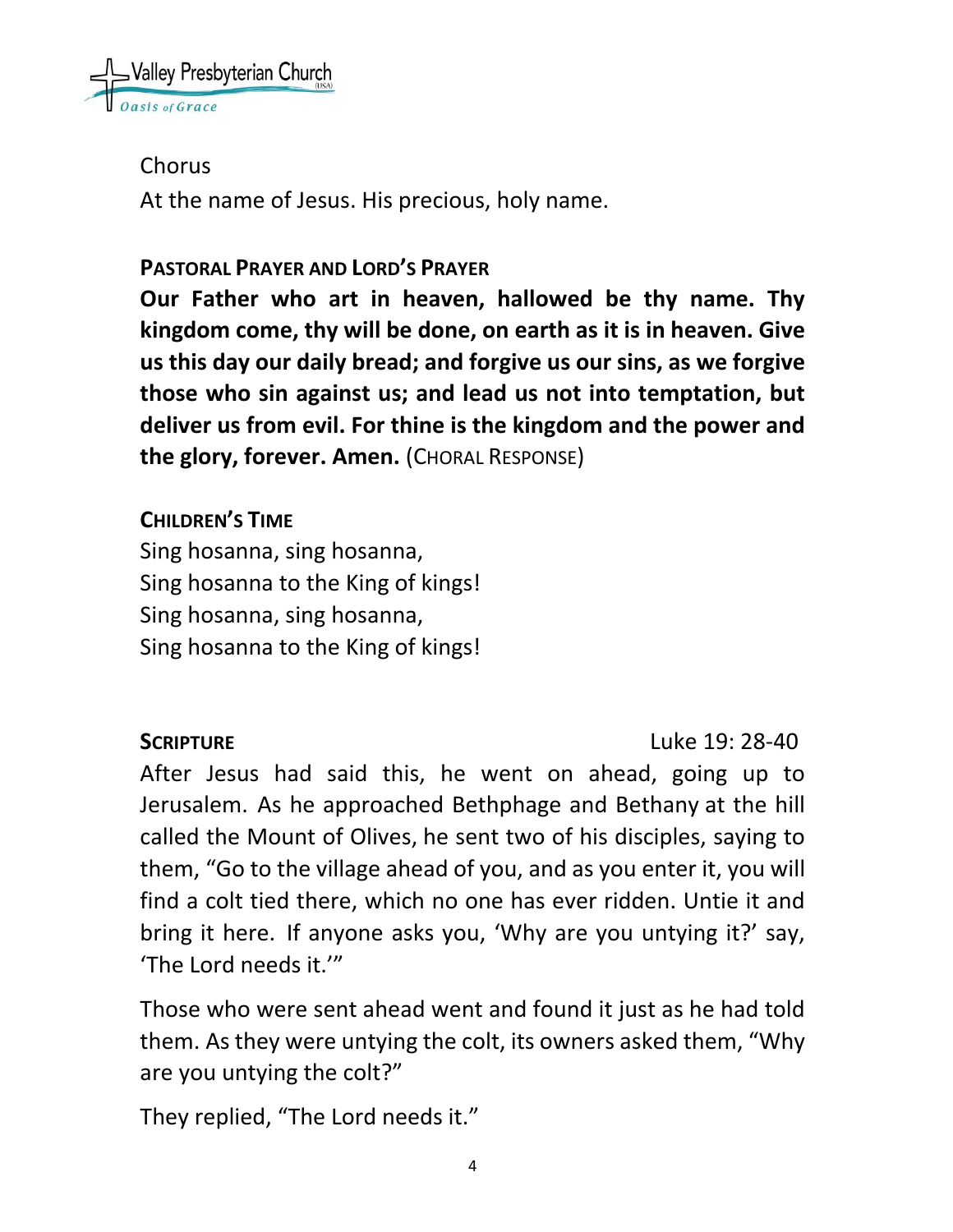Chorus

At the name of Jesus. His precious, holy name.

**PASTORAL PRAYER AND LORD'S PRAYER**

**Our Father who art in heaven, hallowed be thy name. Thy kingdom come, thy will be done, on earth as it is in heaven. Give us this day our daily bread; and forgive us our sins, as we forgive those who sin against us; and lead us not into temptation, but deliver us from evil. For thine is the kingdom and the power and the glory, forever. Amen.** (CHORAL RESPONSE)

**CHILDREN'S TIME**

Sing hosanna, sing hosanna,
Sing hosanna to the King of kings!
Sing hosanna, sing hosanna,
Sing hosanna to the King of kings!

**SCRIPTURE** Luke 19: 28-40

After Jesus had said this, he went on ahead, going up to Jerusalem. As he approached Bethphage and Bethany at the hill called the Mount of Olives, he sent two of his disciples, saying to them, "Go to the village ahead of you, and as you enter it, you will find a colt tied there, which no one has ever ridden. Untie it and bring it here. If anyone asks you, 'Why are you untying it?' say, 'The Lord needs it.'"

Those who were sent ahead went and found it just as he had told them. As they were untying the colt, its owners asked them, "Why are you untying the colt?"

They replied, "The Lord needs it."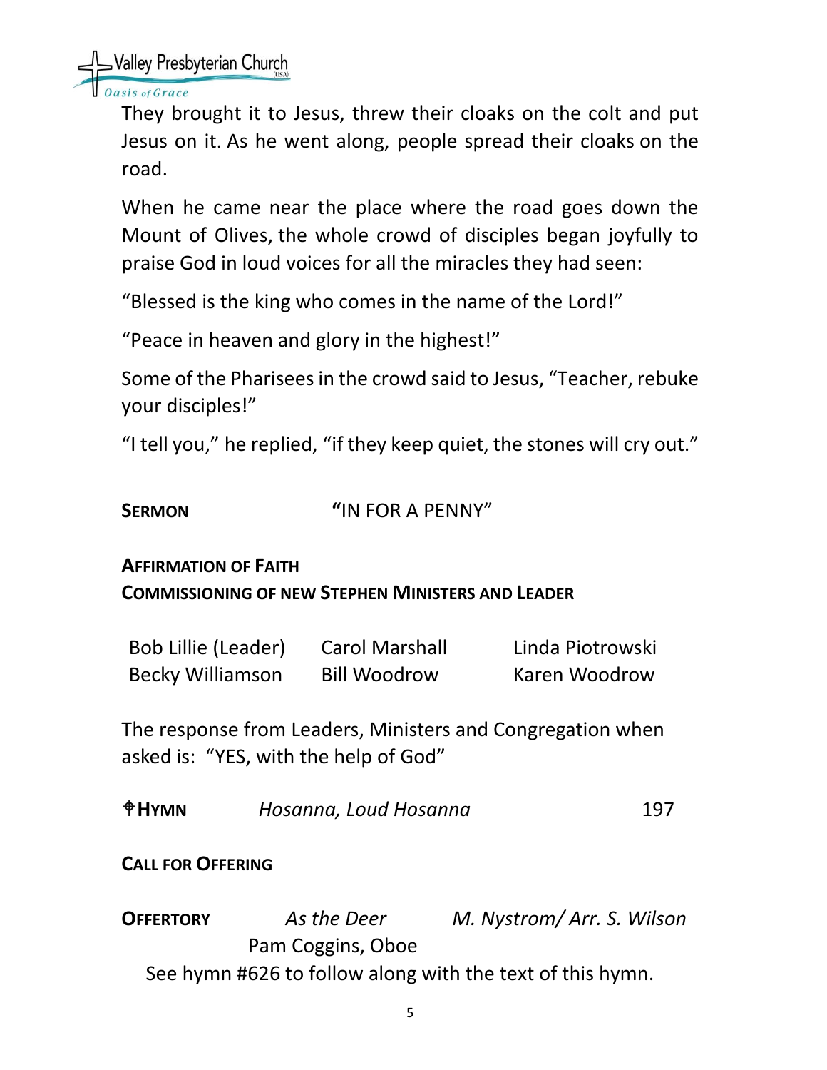They brought it to Jesus, threw their cloaks on the colt and put Jesus on it. As he went along, people spread their cloaks on the road.

When he came near the place where the road goes down the Mount of Olives, the whole crowd of disciples began joyfully to praise God in loud voices for all the miracles they had seen:

"Blessed is the king who comes in the name of the Lord!"

"Peace in heaven and glory in the highest!"

Some of the Pharisees in the crowd said to Jesus, "Teacher, rebuke your disciples!"

"I tell you," he replied, "if they keep quiet, the stones will cry out."

**SERMON** "IN FOR A PENNY"

**AFFIRMATION OF FAITH**

**COMMISSIONING OF NEW STEPHEN MINISTERS AND LEADER**

| | | |
|---|---|---|
| Bob Lillie (Leader) | Carol Marshall | Linda Piotrowski |
| Becky Williamson | Bill Woodrow | Karen Woodrow |

The response from Leaders, Ministers and Congregation when asked is: "YES, with the help of God"

**✟HYMN** *Hosanna, Loud Hosanna* 197

**CALL FOR OFFERING**

**OFFERTORY** *As the Deer* *M. Nystrom/ Arr. S. Wilson*

Pam Coggins, Oboe

See hymn #626 to follow along with the text of this hymn.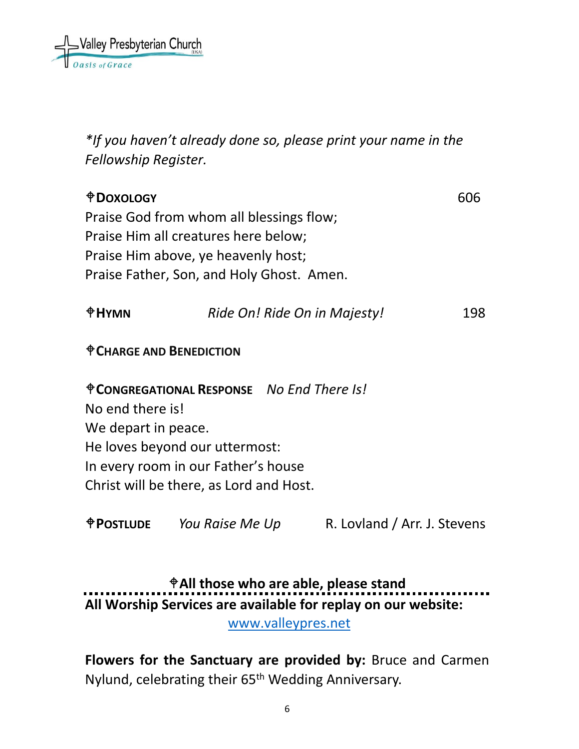*\*If you haven't already done so, please print your name in the Fellowship Register.*

**⸸DOXOLOGY** 606

Praise God from whom all blessings flow;
Praise Him all creatures here below;
Praise Him above, ye heavenly host;
Praise Father, Son, and Holy Ghost. Amen.

**⸸HYMN** *Ride On! Ride On in Majesty!* 198

**⸸CHARGE AND BENEDICTION**

**⸸CONGREGATIONAL RESPONSE** *No End There Is!*

No end there is!
We depart in peace.
He loves beyond our uttermost:
In every room in our Father's house
Christ will be there, as Lord and Host.

**⸸POSTLUDE** *You Raise Me Up* R. Lovland / Arr. J. Stevens

**⸸All those who are able, please stand**

**All Worship Services are available for replay on our website:** [www.valleypres.net](http://www.valleypres.net)

**Flowers for the Sanctuary are provided by:** Bruce and Carmen Nylund, celebrating their 65th Wedding Anniversary.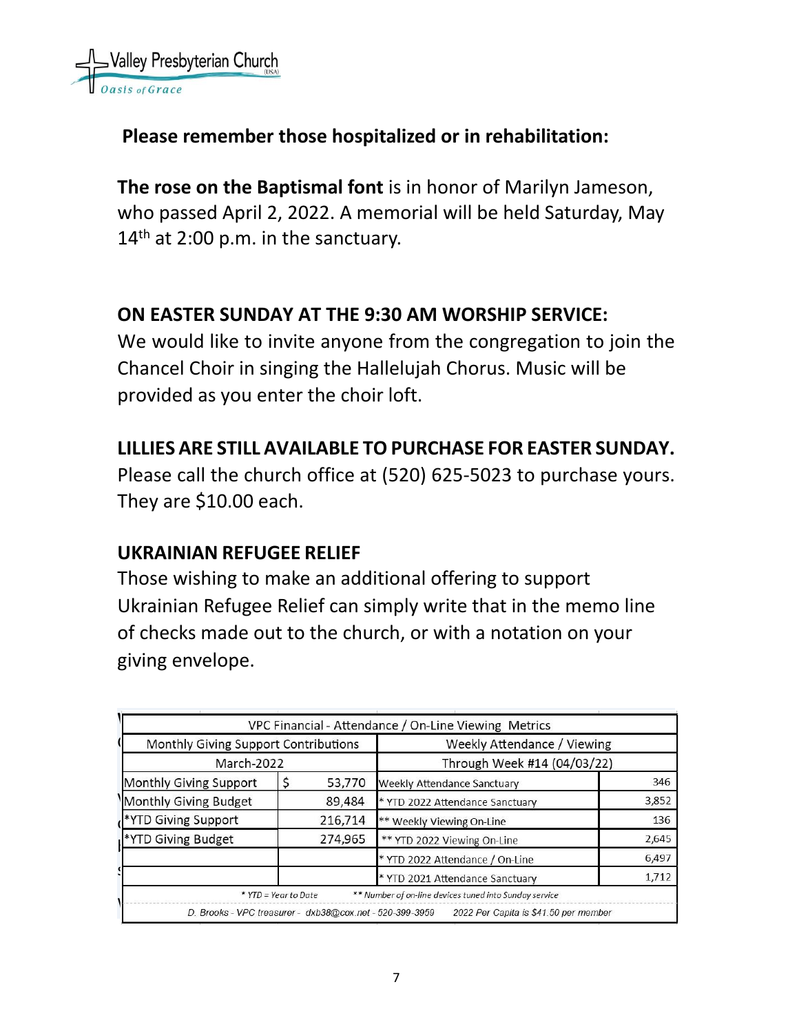Valley Presbyterian Church (USA)
*Oasis of Grace*

**Please remember those hospitalized or in rehabilitation:**

**The rose on the Baptismal font** is in honor of Marilyn Jameson, who passed April 2, 2022. A memorial will be held Saturday, May 14th at 2:00 p.m. in the sanctuary.

**ON EASTER SUNDAY AT THE 9:30 AM WORSHIP SERVICE:**
We would like to invite anyone from the congregation to join the Chancel Choir in singing the Hallelujah Chorus. Music will be provided as you enter the choir loft.

**LILLIES ARE STILL AVAILABLE TO PURCHASE FOR EASTER SUNDAY.**
Please call the church office at (520) 625-5023 to purchase yours. They are $10.00 each.

**UKRAINIAN REFUGEE RELIEF**
Those wishing to make an additional offering to support Ukrainian Refugee Relief can simply write that in the memo line of checks made out to the church, or with a notation on your giving envelope.

| VPC Financial - Attendance / On-Line Viewing Metrics | | | |
|---|---|---|---|
| Monthly Giving Support Contributions | | Weekly Attendance / Viewing | |
| March-2022 | | Through Week #14 (04/03/22) | |
| Monthly Giving Support | $ 53,770 | Weekly Attendance Sanctuary | 346 |
| Monthly Giving Budget | 89,484 | * YTD 2022 Attendance Sanctuary | 3,852 |
| *YTD Giving Support | 216,714 | ** Weekly Viewing On-Line | 136 |
| *YTD Giving Budget | 274,965 | ** YTD 2022 Viewing On-Line | 2,645 |
| | | * YTD 2022 Attendance / On-Line | 6,497 |
| | | * YTD 2021 Attendance Sanctuary | 1,712 |

*\* YTD = Year to Date* *\*\* Number of on-line devices tuned into Sunday service*

D. Brooks - VPC treasurer - dxb38@cox.net - 520-399-3959 2022 Per Capita is $41.50 per member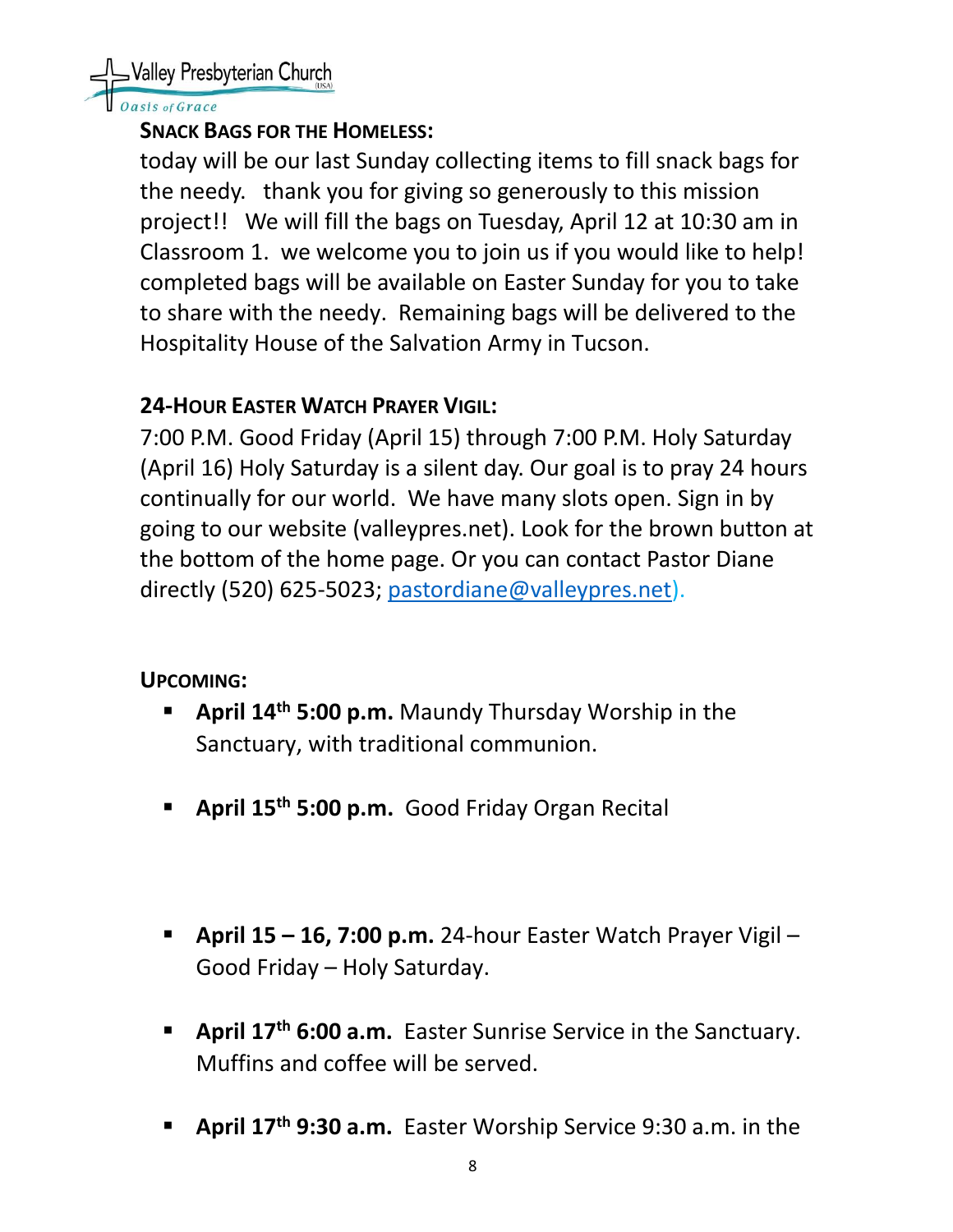**SNACK BAGS FOR THE HOMELESS:**

today will be our last Sunday collecting items to fill snack bags for the needy. thank you for giving so generously to this mission project!! We will fill the bags on Tuesday, April 12 at 10:30 am in Classroom 1. we welcome you to join us if you would like to help! completed bags will be available on Easter Sunday for you to take to share with the needy. Remaining bags will be delivered to the Hospitality House of the Salvation Army in Tucson.

**24-HOUR EASTER WATCH PRAYER VIGIL:**

7:00 P.M. Good Friday (April 15) through 7:00 P.M. Holy Saturday (April 16) Holy Saturday is a silent day. Our goal is to pray 24 hours continually for our world. We have many slots open. Sign in by going to our website (valleypres.net). Look for the brown button at the bottom of the home page. Or you can contact Pastor Diane directly (520) 625-5023; pastordiane@valleypres.net).

**UPCOMING:**

- **April 14th 5:00 p.m.** Maundy Thursday Worship in the Sanctuary, with traditional communion.
- **April 15th 5:00 p.m.** Good Friday Organ Recital
- **April 15 – 16, 7:00 p.m.** 24-hour Easter Watch Prayer Vigil – Good Friday – Holy Saturday.
- **April 17th 6:00 a.m.** Easter Sunrise Service in the Sanctuary. Muffins and coffee will be served.
- **April 17th 9:30 a.m.** Easter Worship Service 9:30 a.m. in the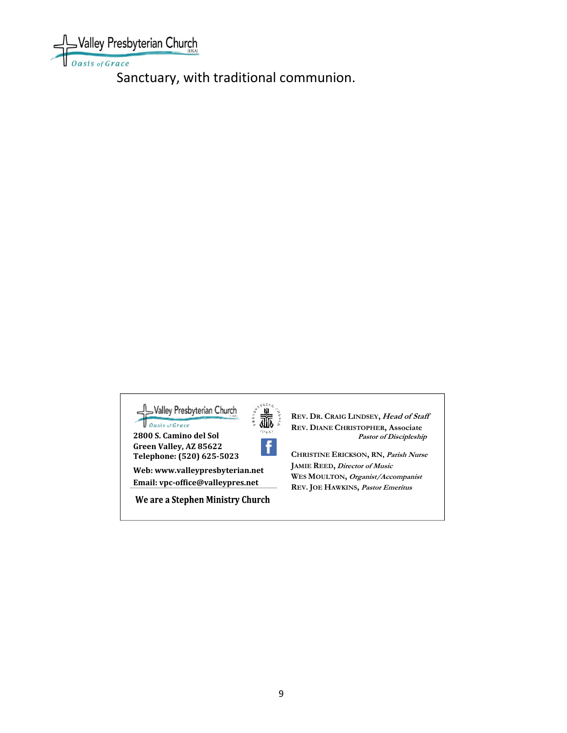Sanctuary, with traditional communion.

Valley Presbyterian Church (USA)
Oasis of Grace

**2800 S. Camino del Sol**
**Green Valley, AZ 85622**
**Telephone: (520) 625-5023**

**Web: www.valleypresbyterian.net**
**Email: vpc-office@valleypres.net**

**We are a Stephen Ministry Church**

**REV. DR. CRAIG LINDSEY**, ***Head of Staff***
**REV. DIANE CHRISTOPHER, Associate**
***Pastor of Discipleship***

**CHRISTINE ERICKSON, RN**, ***Parish Nurse***
**JAMIE REED**, ***Director of Music***
**WES MOULTON**, ***Organist/Accompanist***
**REV. JOE HAWKINS**, ***Pastor Emeritus***